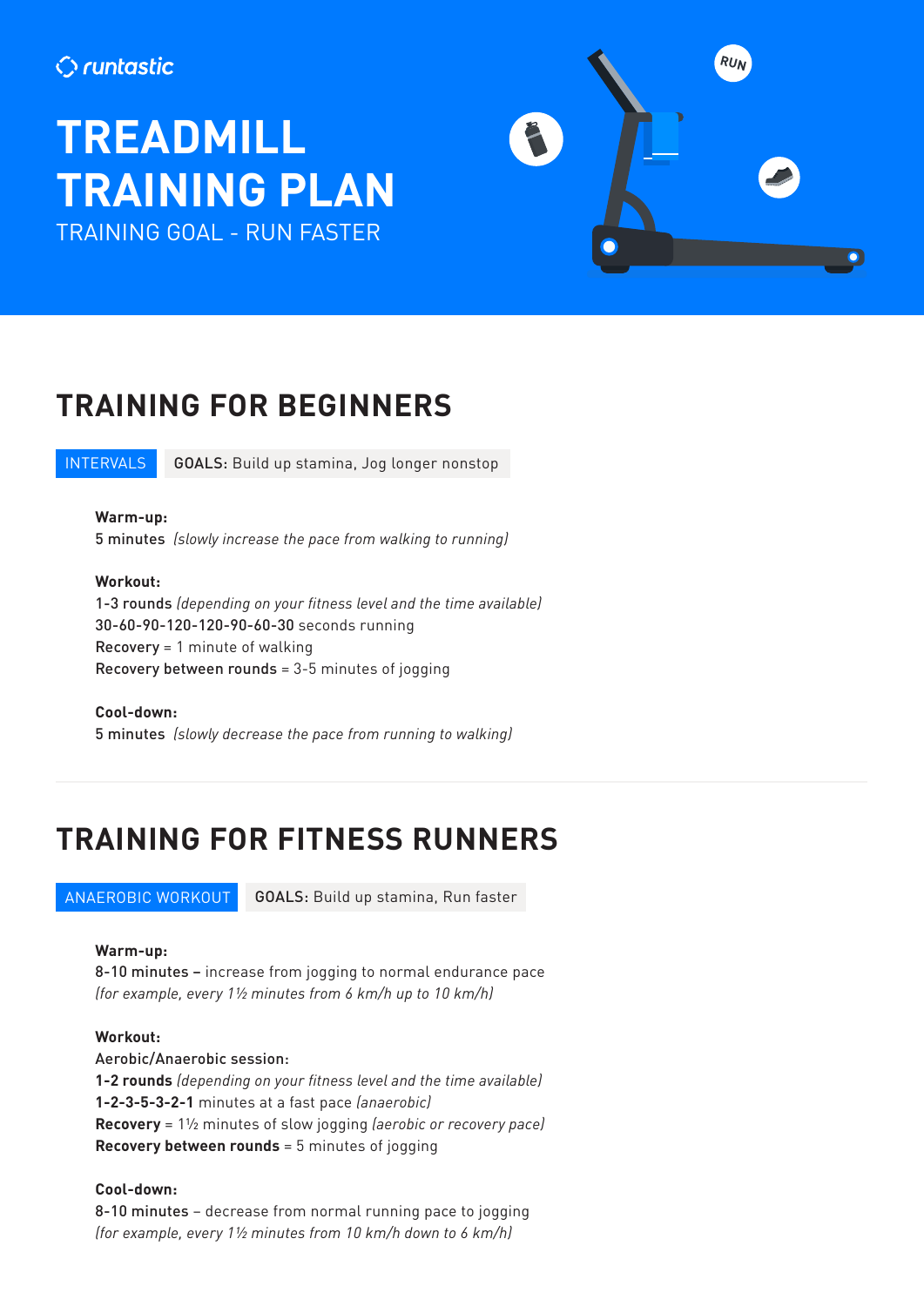runtastic

# TREADMILL TRAINING PLAN

TRAINING GOAL - RUN FASTER

## TRAINING FOR BEGINNERS

INTERVALS **GOALS:** Build up stamina, Jog longer nonstop

**Warm-up:**
5 minutes *(slowly increase the pace from walking to running)*

**Workout:**
1-3 rounds *(depending on your fitness level and the time available)*
30-60-90-120-120-90-60-30 seconds running
Recovery = 1 minute of walking
Recovery between rounds = 3-5 minutes of jogging

**Cool-down:**
5 minutes *(slowly decrease the pace from running to walking)*

## TRAINING FOR FITNESS RUNNERS

ANAEROBIC WORKOUT **GOALS:** Build up stamina, Run faster

**Warm-up:**
8-10 minutes – increase from jogging to normal endurance pace
*(for example, every 1½ minutes from 6 km/h up to 10 km/h)*

**Workout:**
Aerobic/Anaerobic session:
**1-2 rounds** *(depending on your fitness level and the time available)*
**1-2-3-5-3-2-1** minutes at a fast pace *(anaerobic)*
**Recovery** = 1½ minutes of slow jogging *(aerobic or recovery pace)*
**Recovery between rounds** = 5 minutes of jogging

**Cool-down:**
8-10 minutes – decrease from normal running pace to jogging
*(for example, every 1½ minutes from 10 km/h down to 6 km/h)*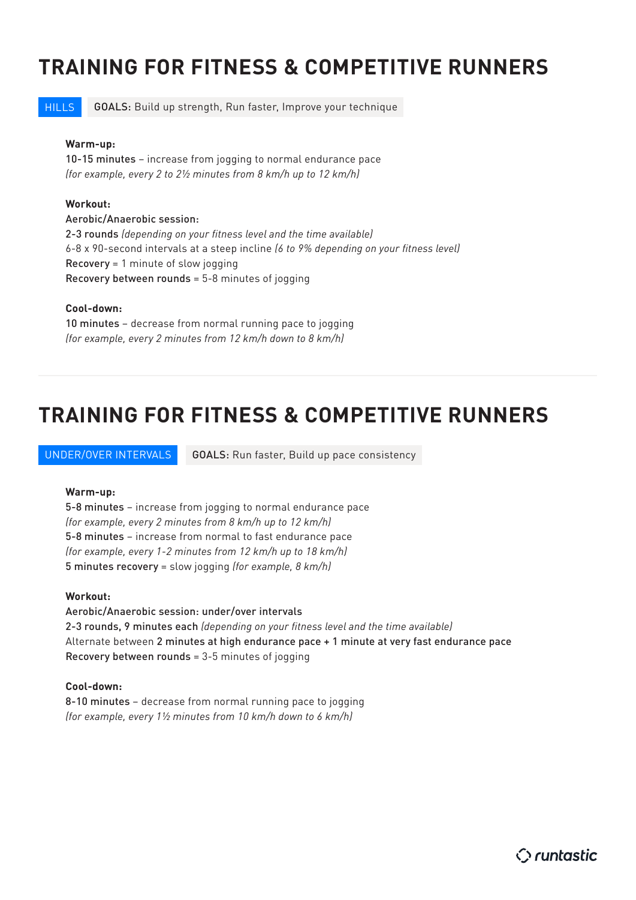# TRAINING FOR FITNESS & COMPETITIVE RUNNERS

HILLS | **GOALS:** Build up strength, Run faster, Improve your technique

**Warm-up:**
10-15 minutes – increase from jogging to normal endurance pace
*(for example, every 2 to 2½ minutes from 8 km/h up to 12 km/h)*

**Workout:**
Aerobic/Anaerobic session:
2-3 rounds *(depending on your fitness level and the time available)*
6-8 x 90-second intervals at a steep incline *(6 to 9% depending on your fitness level)*
Recovery = 1 minute of slow jogging
Recovery between rounds = 5-8 minutes of jogging

**Cool-down:**
10 minutes – decrease from normal running pace to jogging
*(for example, every 2 minutes from 12 km/h down to 8 km/h)*

---

# TRAINING FOR FITNESS & COMPETITIVE RUNNERS

UNDER/OVER INTERVALS | **GOALS:** Run faster, Build up pace consistency

**Warm-up:**
5-8 minutes – increase from jogging to normal endurance pace
*(for example, every 2 minutes from 8 km/h up to 12 km/h)*
5-8 minutes – increase from normal to fast endurance pace
*(for example, every 1-2 minutes from 12 km/h up to 18 km/h)*
5 minutes recovery = slow jogging *(for example, 8 km/h)*

**Workout:**
Aerobic/Anaerobic session: under/over intervals
2-3 rounds, 9 minutes each *(depending on your fitness level and the time available)*
Alternate between 2 minutes at high endurance pace + 1 minute at very fast endurance pace
Recovery between rounds = 3-5 minutes of jogging

**Cool-down:**
8-10 minutes – decrease from normal running pace to jogging
*(for example, every 1½ minutes from 10 km/h down to 6 km/h)*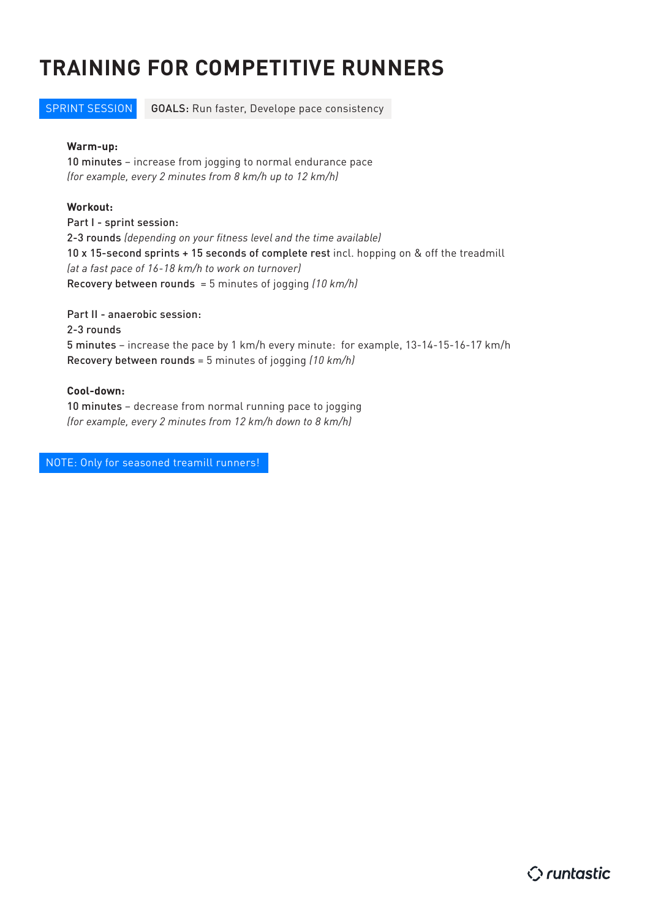# TRAINING FOR COMPETITIVE RUNNERS

SPRINT SESSION

**GOALS:** Run faster, Develope pace consistency

**Warm-up:**
**10 minutes** – increase from jogging to normal endurance pace
*(for example, every 2 minutes from 8 km/h up to 12 km/h)*

**Workout:**
**Part I - sprint session:**
**2-3 rounds** *(depending on your fitness level and the time available)*
**10 x 15-second sprints + 15 seconds of complete rest** incl. hopping on & off the treadmill
*(at a fast pace of 16-18 km/h to work on turnover)*
**Recovery between rounds** = 5 minutes of jogging *(10 km/h)*

**Part II - anaerobic session:**
**2-3 rounds**
**5 minutes** – increase the pace by 1 km/h every minute: for example, 13-14-15-16-17 km/h
**Recovery between rounds** = 5 minutes of jogging *(10 km/h)*

**Cool-down:**
**10 minutes** – decrease from normal running pace to jogging
*(for example, every 2 minutes from 12 km/h down to 8 km/h)*

NOTE: Only for seasoned treamill runners!

runtastic